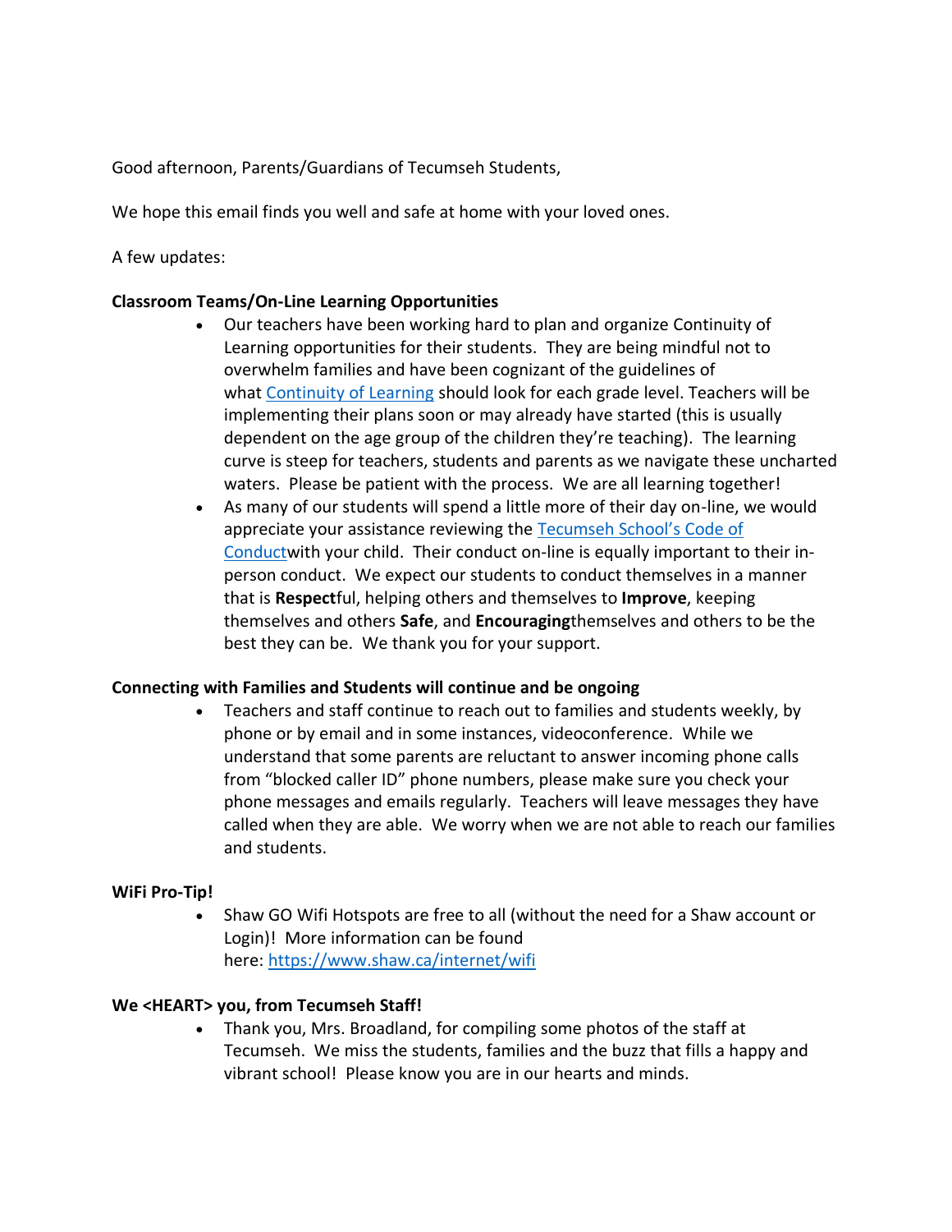Good afternoon, Parents/Guardians of Tecumseh Students,

We hope this email finds you well and safe at home with your loved ones.

A few updates:

**Classroom Teams/On-Line Learning Opportunities**

- Our teachers have been working hard to plan and organize Continuity of Learning opportunities for their students. They are being mindful not to overwhelm families and have been cognizant of the guidelines of what [Continuity of Learning]() should look for each grade level. Teachers will be implementing their plans soon or may already have started (this is usually dependent on the age group of the children they're teaching). The learning curve is steep for teachers, students and parents as we navigate these uncharted waters. Please be patient with the process. We are all learning together!
- As many of our students will spend a little more of their day on-line, we would appreciate your assistance reviewing the [Tecumseh School's Code of Conduct]()with your child. Their conduct on-line is equally important to their in-person conduct. We expect our students to conduct themselves in a manner that is **Respect**ful, helping others and themselves to **Improve**, keeping themselves and others **Safe**, and **Encouraging**themselves and others to be the best they can be. We thank you for your support.

**Connecting with Families and Students will continue and be ongoing**

- Teachers and staff continue to reach out to families and students weekly, by phone or by email and in some instances, videoconference. While we understand that some parents are reluctant to answer incoming phone calls from "blocked caller ID" phone numbers, please make sure you check your phone messages and emails regularly. Teachers will leave messages they have called when they are able. We worry when we are not able to reach our families and students.

**WiFi Pro-Tip!**

- Shaw GO Wifi Hotspots are free to all (without the need for a Shaw account or Login)! More information can be found here: [https://www.shaw.ca/internet/wifi](https://www.shaw.ca/internet/wifi)

**We <HEART> you, from Tecumseh Staff!**

- Thank you, Mrs. Broadland, for compiling some photos of the staff at Tecumseh. We miss the students, families and the buzz that fills a happy and vibrant school! Please know you are in our hearts and minds.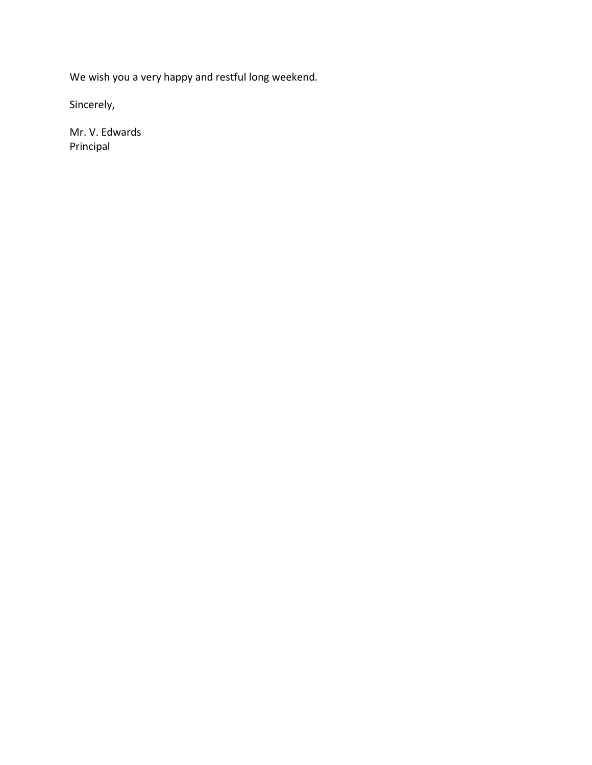We wish you a very happy and restful long weekend.

Sincerely,

Mr. V. Edwards  
Principal